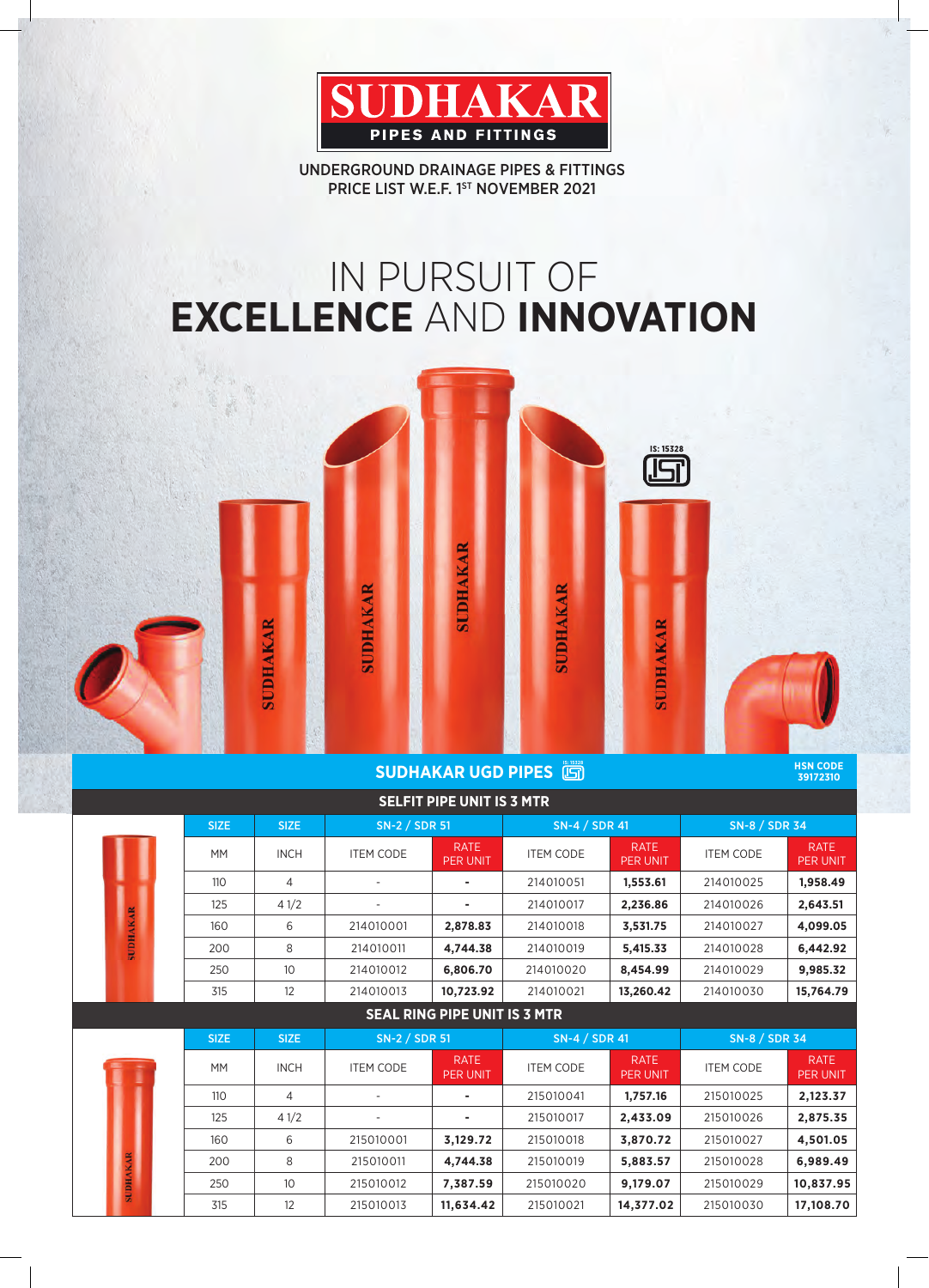# SUDHAKAR

**PIPES AND FITTINGS**

UNDERGROUND DRAINAGE PIPES & FITTINGS
PRICE LIST W.E.F. 1ST NOVEMBER 2021

# IN PURSUIT OF **EXCELLENCE** AND **INNOVATION**

IS: 15328

## SUDHAKAR UGD PIPES

HSN CODE 39172310

### SELFIT PIPE UNIT IS 3 MTR

| SIZE | SIZE | SN-2 / SDR 51 | | SN-4 / SDR 41 | | SN-8 / SDR 34 | |
|---|---|---|---|---|---|---|---|
| MM | INCH | ITEM CODE | RATE PER UNIT | ITEM CODE | RATE PER UNIT | ITEM CODE | RATE PER UNIT |
| 110 | 4 | - | - | 214010051 | **1,553.61** | 214010025 | **1,958.49** |
| 125 | 4 1/2 | - | - | 214010017 | **2,236.86** | 214010026 | **2,643.51** |
| 160 | 6 | 214010001 | **2,878.83** | 214010018 | **3,531.75** | 214010027 | **4,099.05** |
| 200 | 8 | 214010011 | **4,744.38** | 214010019 | **5,415.33** | 214010028 | **6,442.92** |
| 250 | 10 | 214010012 | **6,806.70** | 214010020 | **8,454.99** | 214010029 | **9,985.32** |
| 315 | 12 | 214010013 | **10,723.92** | 214010021 | **13,260.42** | 214010030 | **15,764.79** |

### SEAL RING PIPE UNIT IS 3 MTR

| SIZE | SIZE | SN-2 / SDR 51 | | SN-4 / SDR 41 | | SN-8 / SDR 34 | |
|---|---|---|---|---|---|---|---|
| MM | INCH | ITEM CODE | RATE PER UNIT | ITEM CODE | RATE PER UNIT | ITEM CODE | RATE PER UNIT |
| 110 | 4 | - | - | 215010041 | **1,757.16** | 215010025 | **2,123.37** |
| 125 | 4 1/2 | - | - | 215010017 | **2,433.09** | 215010026 | **2,875.35** |
| 160 | 6 | 215010001 | **3,129.72** | 215010018 | **3,870.72** | 215010027 | **4,501.05** |
| 200 | 8 | 215010011 | **4,744.38** | 215010019 | **5,883.57** | 215010028 | **6,989.49** |
| 250 | 10 | 215010012 | **7,387.59** | 215010020 | **9,179.07** | 215010029 | **10,837.95** |
| 315 | 12 | 215010013 | **11,634.42** | 215010021 | **14,377.02** | 215010030 | **17,108.70** |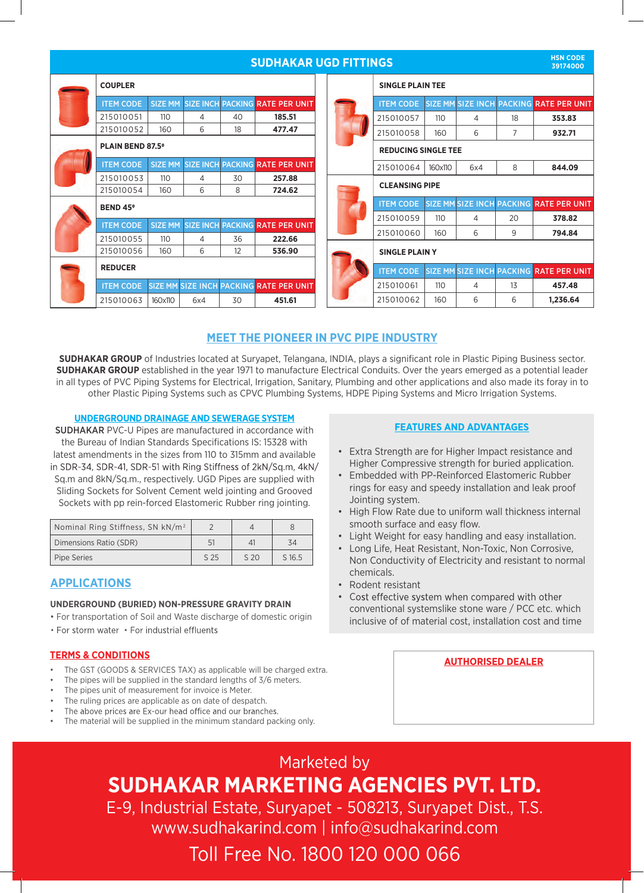# SUDHAKAR UGD FITTINGS

HSN CODE 39174000

### COUPLER

| ITEM CODE | SIZE MM | SIZE INCH | PACKING | RATE PER UNIT |
|---|---|---|---|---|
| 215010051 | 110 | 4 | 40 | **185.51** |
| 215010052 | 160 | 6 | 18 | **477.47** |

### PLAIN BEND 87.5º

| ITEM CODE | SIZE MM | SIZE INCH | PACKING | RATE PER UNIT |
|---|---|---|---|---|
| 215010053 | 110 | 4 | 30 | **257.88** |
| 215010054 | 160 | 6 | 8 | **724.62** |

### BEND 45º

| ITEM CODE | SIZE MM | SIZE INCH | PACKING | RATE PER UNIT |
|---|---|---|---|---|
| 215010055 | 110 | 4 | 36 | **222.66** |
| 215010056 | 160 | 6 | 12 | **536.90** |

### REDUCER

| ITEM CODE | SIZE MM | SIZE INCH | PACKING | RATE PER UNIT |
|---|---|---|---|---|
| 215010063 | 160x110 | 6x4 | 30 | **451.61** |

### SINGLE PLAIN TEE

| ITEM CODE | SIZE MM | SIZE INCH | PACKING | RATE PER UNIT |
|---|---|---|---|---|
| 215010057 | 110 | 4 | 18 | **353.83** |
| 215010058 | 160 | 6 | 7 | **932.71** |

### REDUCING SINGLE TEE

| ITEM CODE | SIZE MM | SIZE INCH | PACKING | RATE PER UNIT |
|---|---|---|---|---|
| 215010064 | 160x110 | 6x4 | 8 | **844.09** |

### CLEANSING PIPE

| ITEM CODE | SIZE MM | SIZE INCH | PACKING | RATE PER UNIT |
|---|---|---|---|---|
| 215010059 | 110 | 4 | 20 | **378.82** |
| 215010060 | 160 | 6 | 9 | **794.84** |

### SINGLE PLAIN Y

| ITEM CODE | SIZE MM | SIZE INCH | PACKING | RATE PER UNIT |
|---|---|---|---|---|
| 215010061 | 110 | 4 | 13 | **457.48** |
| 215010062 | 160 | 6 | 6 | **1,236.64** |

## MEET THE PIONEER IN PVC PIPE INDUSTRY

**SUDHAKAR GROUP** of Industries located at Suryapet, Telangana, INDIA, plays a significant role in Plastic Piping Business sector. **SUDHAKAR GROUP** established in the year 1971 to manufacture Electrical Conduits. Over the years emerged as a potential leader in all types of PVC Piping Systems for Electrical, Irrigation, Sanitary, Plumbing and other applications and also made its foray in to other Plastic Piping Systems such as CPVC Plumbing Systems, HDPE Piping Systems and Micro Irrigation Systems.

### UNDERGROUND DRAINAGE AND SEWERAGE SYSTEM

SUDHAKAR PVC-U Pipes are manufactured in accordance with the Bureau of Indian Standards Specifications IS: 15328 with latest amendments in the sizes from 110 to 315mm and available in SDR-34, SDR-41, SDR-51 with Ring Stiffness of 2kN/Sq.m, 4kN/Sq.m and 8kN/Sq.m., respectively. UGD Pipes are supplied with Sliding Sockets for Solvent Cement weld jointing and Grooved Sockets with pp rein-forced Elastomeric Rubber ring jointing.

| Nominal Ring Stiffness, SN kN/m² | 2 | 4 | 8 |
|---|---|---|---|
| Dimensions Ratio (SDR) | 51 | 41 | 34 |
| Pipe Series | S 25 | S 20 | S 16.5 |

## APPLICATIONS

**UNDERGROUND (BURIED) NON-PRESSURE GRAVITY DRAIN**

- For transportation of Soil and Waste discharge of domestic origin
- For storm water
- For industrial effluents

### FEATURES AND ADVANTAGES

- Extra Strength are for Higher Impact resistance and Higher Compressive strength for buried application.
- Embedded with PP-Reinforced Elastomeric Rubber rings for easy and speedy installation and leak proof Jointing system.
- High Flow Rate due to uniform wall thickness internal smooth surface and easy flow.
- Light Weight for easy handling and easy installation.
- Long Life, Heat Resistant, Non-Toxic, Non Corrosive, Non Conductivity of Electricity and resistant to normal chemicals.
- Rodent resistant
- Cost effective system when compared with other conventional systemslike stone ware / PCC etc. which inclusive of of material cost, installation cost and time

### TERMS & CONDITIONS

- The GST (GOODS & SERVICES TAX) as applicable will be charged extra.
- The pipes will be supplied in the standard lengths of 3/6 meters.
- The pipes unit of measurement for invoice is Meter.
- The ruling prices are applicable as on date of despatch.
- The above prices are Ex-our head office and our branches.
- The material will be supplied in the minimum standard packing only.

### AUTHORISED DEALER

Marketed by

**SUDHAKAR MARKETING AGENCIES PVT. LTD.**

E-9, Industrial Estate, Suryapet - 508213, Suryapet Dist., T.S.

www.sudhakarind.com | info@sudhakarind.com

Toll Free No. 1800 120 000 066